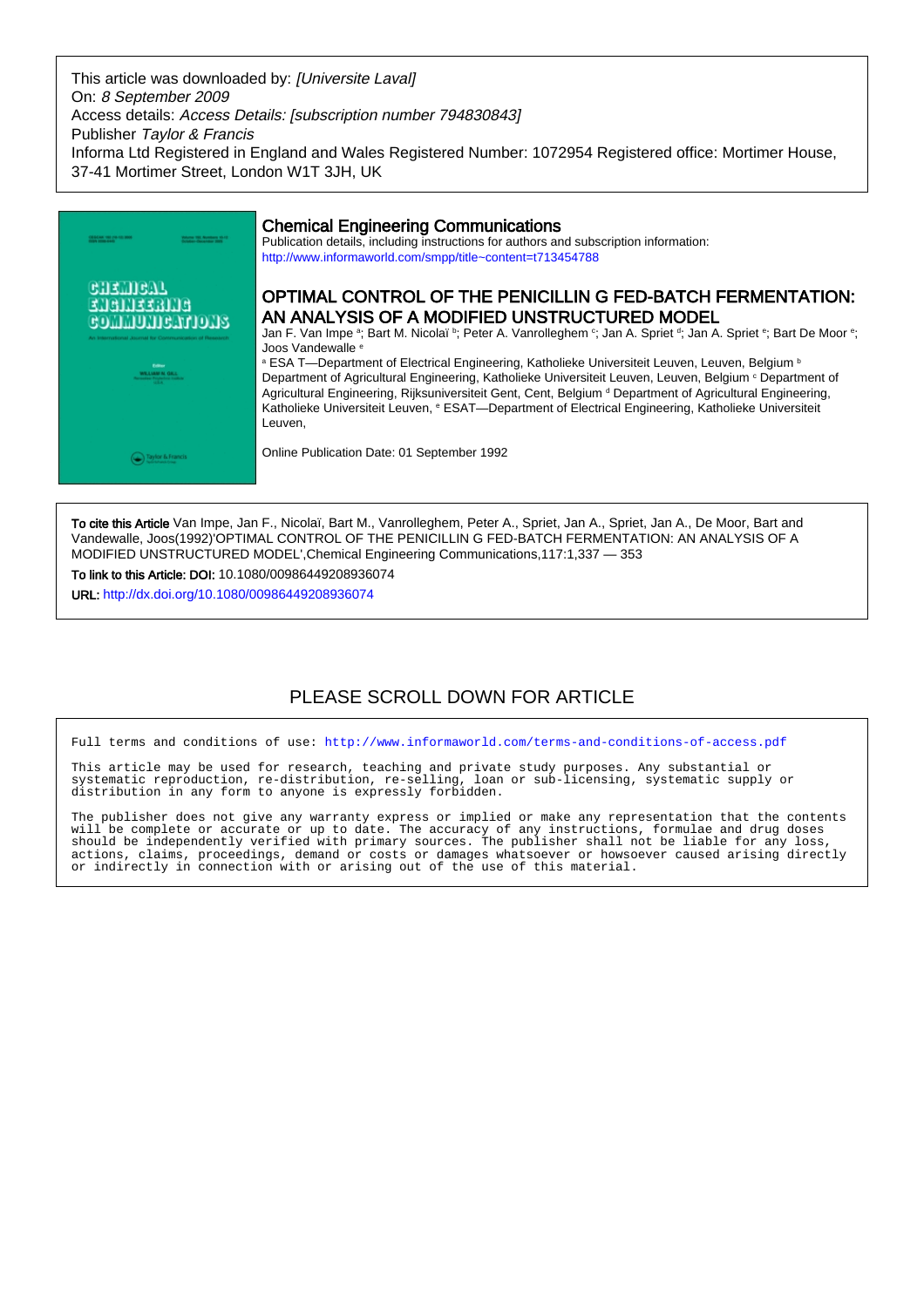This article was downloaded by: *[Universite Laval]*
On: *8 September 2009*
Access details: *Access Details: [subscription number 794830843]*
Publisher *Taylor & Francis*
Informa Ltd Registered in England and Wales Registered Number: 1072954 Registered office: Mortimer House, 37-41 Mortimer Street, London W1T 3JH, UK

## Chemical Engineering Communications

Publication details, including instructions for authors and subscription information:
http://www.informaworld.com/smpp/title~content=t713454788

# OPTIMAL CONTROL OF THE PENICILLIN G FED-BATCH FERMENTATION: AN ANALYSIS OF A MODIFIED UNSTRUCTURED MODEL

Jan F. Van Impe [a]; Bart M. Nicolaï [b]; Peter A. Vanrolleghem [c]; Jan A. Spriet [d]; Jan A. Spriet [e]; Bart De Moor [e]; Joos Vandewalle [e]

[a] ESA T—Department of Electrical Engineering, Katholieke Universiteit Leuven, Leuven, Belgium [b] Department of Agricultural Engineering, Katholieke Universiteit Leuven, Leuven, Belgium [c] Department of Agricultural Engineering, Rijksuniversiteit Gent, Cent, Belgium [d] Department of Agricultural Engineering, Katholieke Universiteit Leuven, [e] ESAT—Department of Electrical Engineering, Katholieke Universiteit Leuven,

Online Publication Date: 01 September 1992

**To cite this Article** Van Impe, Jan F., Nicolaï, Bart M., Vanrolleghem, Peter A., Spriet, Jan A., Spriet, Jan A., De Moor, Bart and Vandewalle, Joos(1992)'OPTIMAL CONTROL OF THE PENICILLIN G FED-BATCH FERMENTATION: AN ANALYSIS OF A MODIFIED UNSTRUCTURED MODEL',Chemical Engineering Communications,117:1,337 — 353

**To link to this Article: DOI:** 10.1080/00986449208936074

**URL:** http://dx.doi.org/10.1080/00986449208936074

PLEASE SCROLL DOWN FOR ARTICLE

Full terms and conditions of use: http://www.informaworld.com/terms-and-conditions-of-access.pdf

This article may be used for research, teaching and private study purposes. Any substantial or systematic reproduction, re-distribution, re-selling, loan or sub-licensing, systematic supply or distribution in any form to anyone is expressly forbidden.

The publisher does not give any warranty express or implied or make any representation that the contents will be complete or accurate or up to date. The accuracy of any instructions, formulae and drug doses should be independently verified with primary sources. The publisher shall not be liable for any loss, actions, claims, proceedings, demand or costs or damages whatsoever or howsoever caused arising directly or indirectly in connection with or arising out of the use of this material.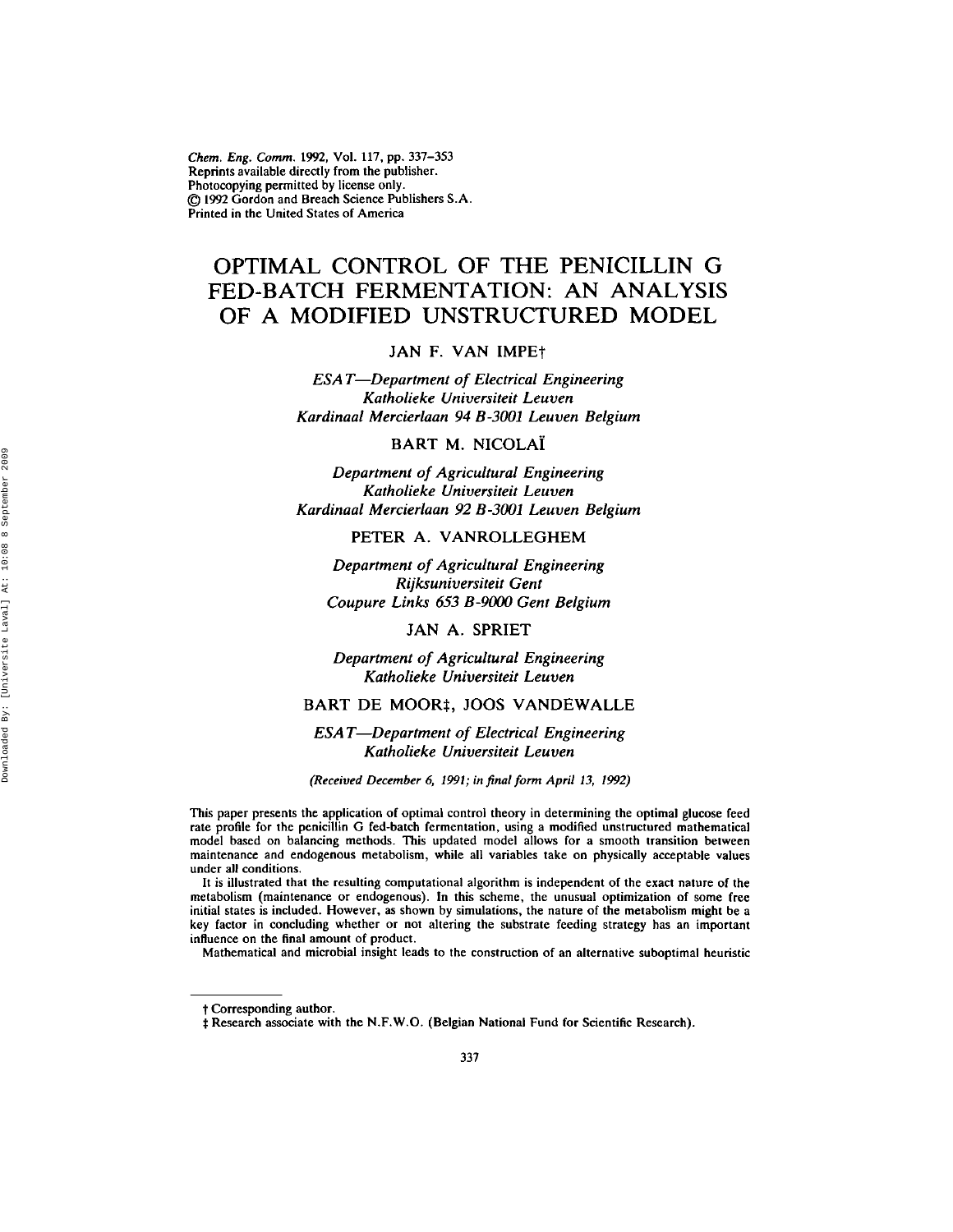# OPTIMAL CONTROL OF THE PENICILLIN G FED-BATCH FERMENTATION: AN ANALYSIS OF A MODIFIED UNSTRUCTURED MODEL

JAN F. VAN IMPE†

*ESAT—Department of Electrical Engineering*
*Katholieke Universiteit Leuven*
*Kardinaal Mercierlaan 94 B-3001 Leuven Belgium*

BART M. NICOLAÏ

*Department of Agricultural Engineering*
*Katholieke Universiteit Leuven*
*Kardinaal Mercierlaan 92 B-3001 Leuven Belgium*

PETER A. VANROLLEGHEM

*Department of Agricultural Engineering*
*Rijksuniversiteit Gent*
*Coupure Links 653 B-9000 Gent Belgium*

JAN A. SPRIET

*Department of Agricultural Engineering*
*Katholieke Universiteit Leuven*

BART DE MOOR‡, JOOS VANDEWALLE

*ESAT—Department of Electrical Engineering*
*Katholieke Universiteit Leuven*

*(Received December 6, 1991; in final form April 13, 1992)*

This paper presents the application of optimal control theory in determining the optimal glucose feed rate profile for the penicillin G fed-batch fermentation, using a modified unstructured mathematical model based on balancing methods. This updated model allows for a smooth transition between maintenance and endogenous metabolism, while all variables take on physically acceptable values under all conditions.

It is illustrated that the resulting computational algorithm is independent of the exact nature of the metabolism (maintenance or endogenous). In this scheme, the unusual optimization of some free initial states is included. However, as shown by simulations, the nature of the metabolism might be a key factor in concluding whether or not altering the substrate feeding strategy has an important influence on the final amount of product.

Mathematical and microbial insight leads to the construction of an alternative suboptimal heuristic

---

† Corresponding author.

‡ Research associate with the N.F.W.O. (Belgian National Fund for Scientific Research).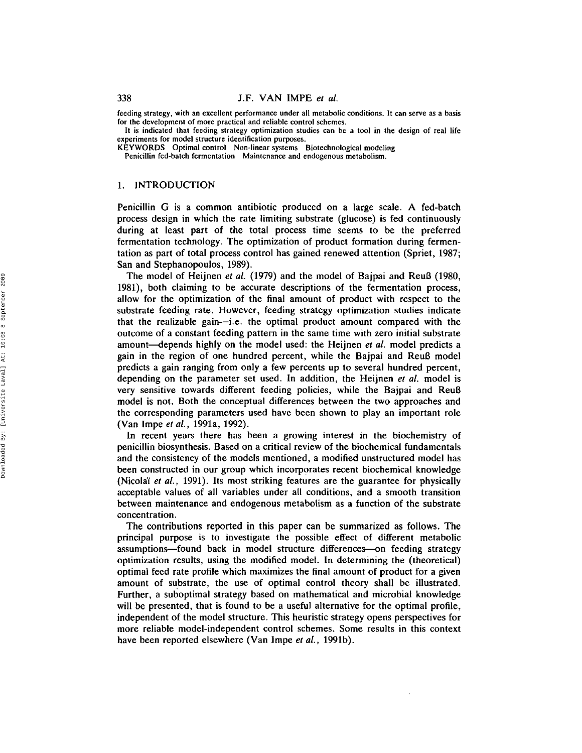feeding strategy, with an excellent performance under all metabolic conditions. It can serve as a basis for the development of more practical and reliable control schemes.

It is indicated that feeding strategy optimization studies can be a tool in the design of real life experiments for model structure identification purposes.

KEYWORDS Optimal control Non-linear systems Biotechnological modeling Penicillin fed-batch fermentation Maintenance and endogenous metabolism.

## 1. INTRODUCTION

Penicillin G is a common antibiotic produced on a large scale. A fed-batch process design in which the rate limiting substrate (glucose) is fed continuously during at least part of the total process time seems to be the preferred fermentation technology. The optimization of product formation during fermentation as part of total process control has gained renewed attention (Spriet, 1987; San and Stephanopoulos, 1989).

The model of Heijnen *et al.* (1979) and the model of Bajpai and Reuß (1980, 1981), both claiming to be accurate descriptions of the fermentation process, allow for the optimization of the final amount of product with respect to the substrate feeding rate. However, feeding strategy optimization studies indicate that the realizable gain—i.e. the optimal product amount compared with the outcome of a constant feeding pattern in the same time with zero initial substrate amount—depends highly on the model used: the Heijnen *et al.* model predicts a gain in the region of one hundred percent, while the Bajpai and Reuß model predicts a gain ranging from only a few percents up to several hundred percent, depending on the parameter set used. In addition, the Heijnen *et al.* model is very sensitive towards different feeding policies, while the Bajpai and Reuß model is not. Both the conceptual differences between the two approaches and the corresponding parameters used have been shown to play an important role (Van Impe *et al.*, 1991a, 1992).

In recent years there has been a growing interest in the biochemistry of penicillin biosynthesis. Based on a critical review of the biochemical fundamentals and the consistency of the models mentioned, a modified unstructured model has been constructed in our group which incorporates recent biochemical knowledge (Nicolaï *et al.*, 1991). Its most striking features are the guarantee for physically acceptable values of all variables under all conditions, and a smooth transition between maintenance and endogenous metabolism as a function of the substrate concentration.

The contributions reported in this paper can be summarized as follows. The principal purpose is to investigate the possible effect of different metabolic assumptions—found back in model structure differences—on feeding strategy optimization results, using the modified model. In determining the (theoretical) optimal feed rate profile which maximizes the final amount of product for a given amount of substrate, the use of optimal control theory shall be illustrated. Further, a suboptimal strategy based on mathematical and microbial knowledge will be presented, that is found to be a useful alternative for the optimal profile, independent of the model structure. This heuristic strategy opens perspectives for more reliable model-independent control schemes. Some results in this context have been reported elsewhere (Van Impe *et al.*, 1991b).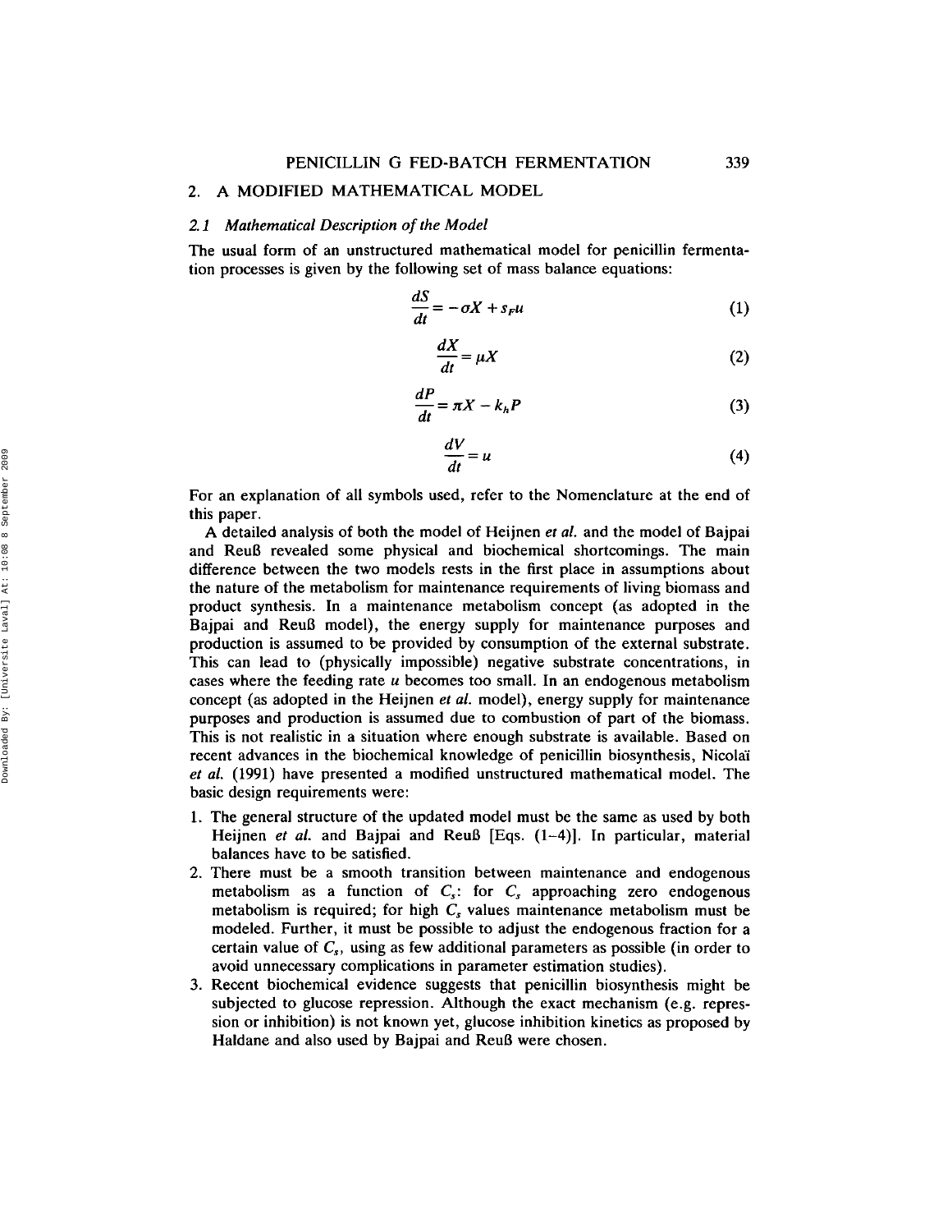## 2. A MODIFIED MATHEMATICAL MODEL

### 2.1 Mathematical Description of the Model

The usual form of an unstructured mathematical model for penicillin fermentation processes is given by the following set of mass balance equations:

$$\frac{dS}{dt} = -\sigma X + s_F u \tag{1}$$

$$\frac{dX}{dt} = \mu X \tag{2}$$

$$\frac{dP}{dt} = \pi X - k_h P \tag{3}$$

$$\frac{dV}{dt} = u \tag{4}$$

For an explanation of all symbols used, refer to the Nomenclature at the end of this paper.

A detailed analysis of both the model of Heijnen *et al.* and the model of Bajpai and Reuß revealed some physical and biochemical shortcomings. The main difference between the two models rests in the first place in assumptions about the nature of the metabolism for maintenance requirements of living biomass and product synthesis. In a maintenance metabolism concept (as adopted in the Bajpai and Reuß model), the energy supply for maintenance purposes and production is assumed to be provided by consumption of the external substrate. This can lead to (physically impossible) negative substrate concentrations, in cases where the feeding rate $u$ becomes too small. In an endogenous metabolism concept (as adopted in the Heijnen *et al.* model), energy supply for maintenance purposes and production is assumed due to combustion of part of the biomass. This is not realistic in a situation where enough substrate is available. Based on recent advances in the biochemical knowledge of penicillin biosynthesis, Nicolaï *et al.* (1991) have presented a modified unstructured mathematical model. The basic design requirements were:

1. The general structure of the updated model must be the same as used by both Heijnen *et al.* and Bajpai and Reuß [Eqs. (1–4)]. In particular, material balances have to be satisfied.
2. There must be a smooth transition between maintenance and endogenous metabolism as a function of $C_s$: for $C_s$ approaching zero endogenous metabolism is required; for high $C_s$ values maintenance metabolism must be modeled. Further, it must be possible to adjust the endogenous fraction for a certain value of $C_s$, using as few additional parameters as possible (in order to avoid unnecessary complications in parameter estimation studies).
3. Recent biochemical evidence suggests that penicillin biosynthesis might be subjected to glucose repression. Although the exact mechanism (e.g. repression or inhibition) is not known yet, glucose inhibition kinetics as proposed by Haldane and also used by Bajpai and Reuß were chosen.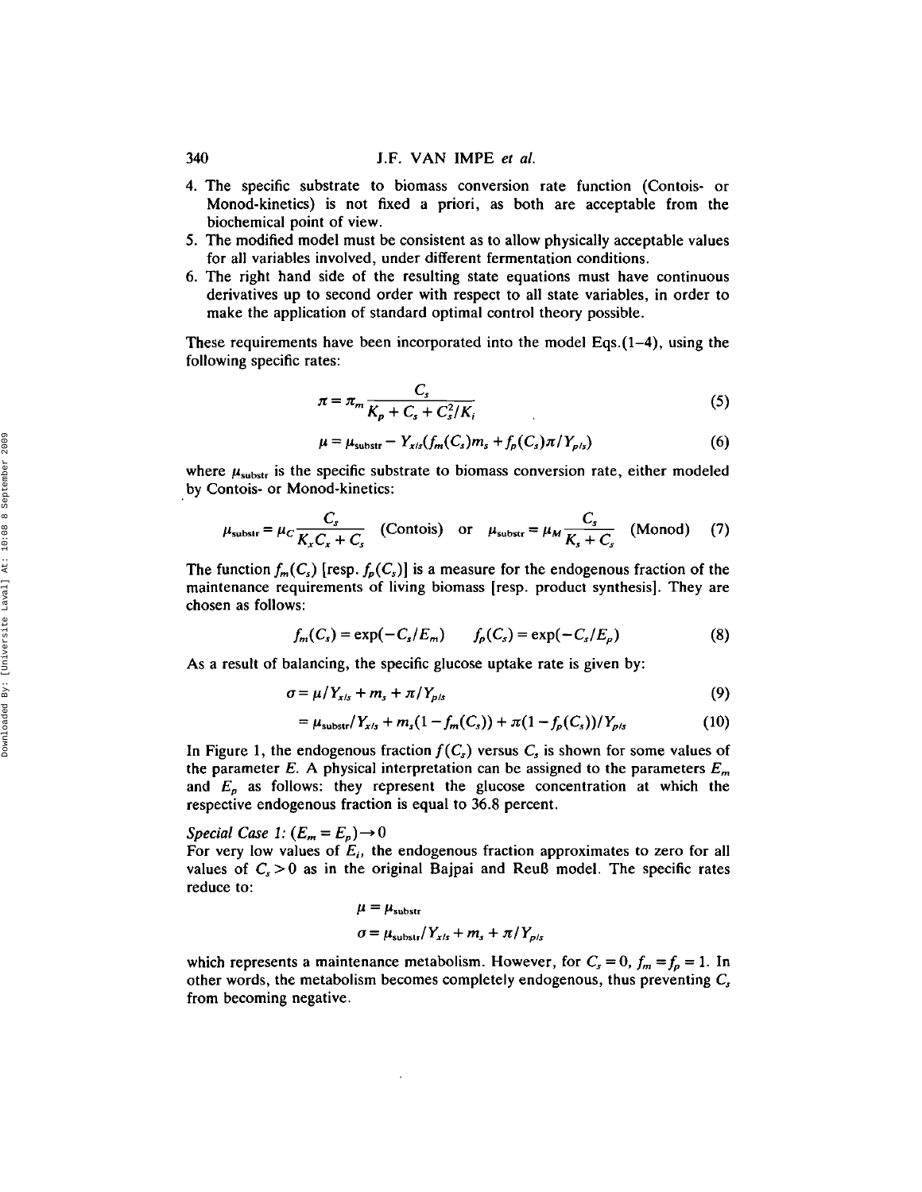4. The specific substrate to biomass conversion rate function (Contois- or Monod-kinetics) is not fixed a priori, as both are acceptable from the biochemical point of view.
5. The modified model must be consistent as to allow physically acceptable values for all variables involved, under different fermentation conditions.
6. The right hand side of the resulting state equations must have continuous derivatives up to second order with respect to all state variables, in order to make the application of standard optimal control theory possible.

These requirements have been incorporated into the model Eqs.(1–4), using the following specific rates:

$$\pi = \pi_m \frac{C_s}{K_p + C_s + C_s^2/K_i} \tag{5}$$

$$\mu = \mu_{\text{substr}} - Y_{x/s}(f_m(C_s)m_s + f_p(C_s)\pi/Y_{p/s}) \tag{6}$$

where $\mu_{\text{substr}}$ is the specific substrate to biomass conversion rate, either modeled by Contois- or Monod-kinetics:

$$\mu_{\text{substr}} = \mu_C \frac{C_s}{K_x C_x + C_s} \quad \text{(Contois)} \quad \text{or} \quad \mu_{\text{substr}} = \mu_M \frac{C_s}{K_s + C_s} \quad \text{(Monod)} \tag{7}$$

The function $f_m(C_s)$ [resp. $f_p(C_s)$] is a measure for the endogenous fraction of the maintenance requirements of living biomass [resp. product synthesis]. They are chosen as follows:

$$f_m(C_s) = \exp(-C_s/E_m) \qquad f_p(C_s) = \exp(-C_s/E_p) \tag{8}$$

As a result of balancing, the specific glucose uptake rate is given by:

$$\sigma = \mu/Y_{x/s} + m_s + \pi/Y_{p/s} \tag{9}$$

$$= \mu_{\text{substr}}/Y_{x/s} + m_s(1 - f_m(C_s)) + \pi(1 - f_p(C_s))/Y_{p/s} \tag{10}$$

In Figure 1, the endogenous fraction $f(C_s)$ versus $C_s$ is shown for some values of the parameter $E$. A physical interpretation can be assigned to the parameters $E_m$ and $E_p$ as follows: they represent the glucose concentration at which the respective endogenous fraction is equal to 36.8 percent.

*Special Case 1:* $(E_m = E_p) \to 0$

For very low values of $E_i$, the endogenous fraction approximates to zero for all values of $C_s > 0$ as in the original Bajpai and Reuß model. The specific rates reduce to:

$$\mu = \mu_{\text{substr}}$$

$$\sigma = \mu_{\text{substr}}/Y_{x/s} + m_s + \pi/Y_{p/s}$$

which represents a maintenance metabolism. However, for $C_s = 0$, $f_m = f_p = 1$. In other words, the metabolism becomes completely endogenous, thus preventing $C_s$ from becoming negative.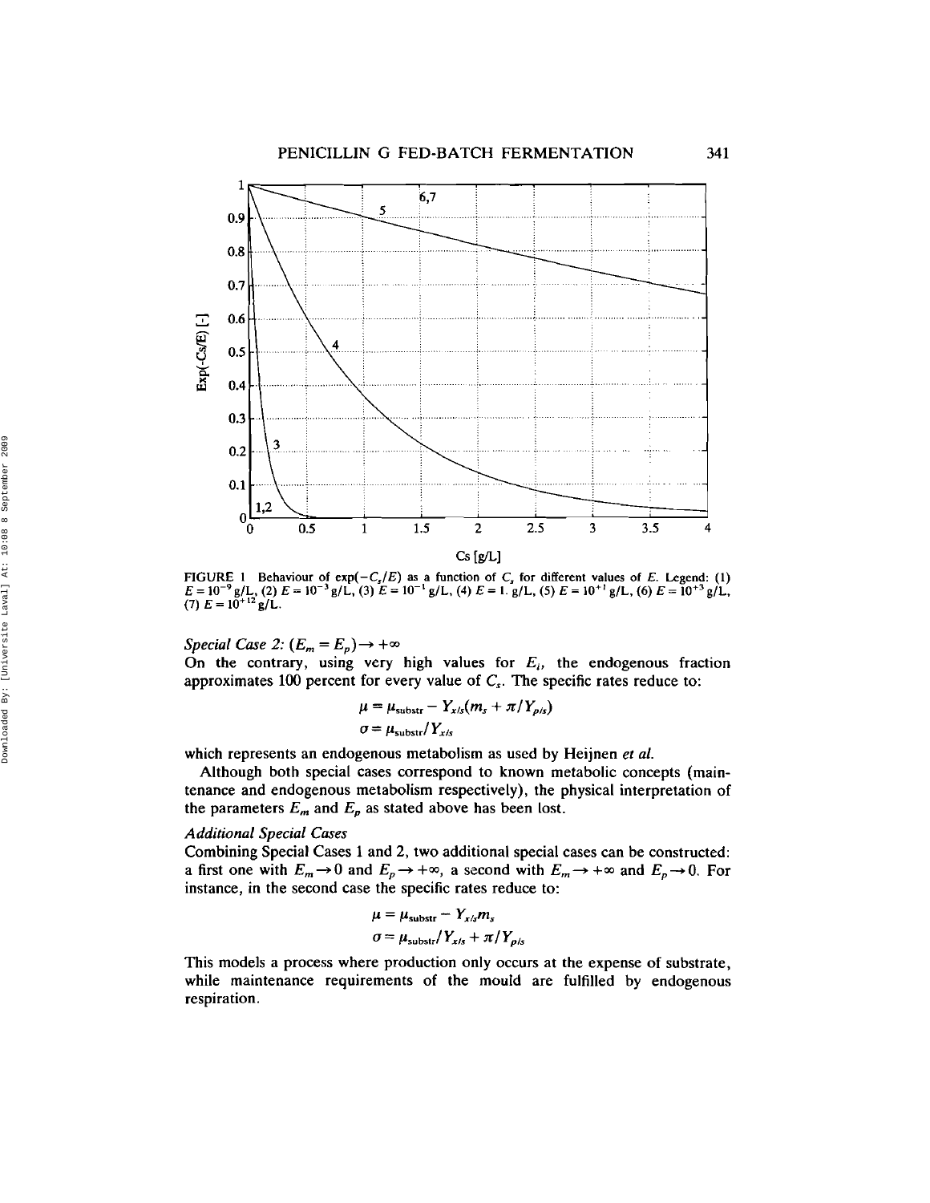FIGURE 1 Behaviour of $\exp(-C_s/E)$ as a function of $C_s$ for different values of $E$. Legend: (1) $E = 10^{-9}$ g/L, (2) $E = 10^{-3}$ g/L, (3) $E = 10^{-1}$ g/L, (4) $E = 1.$ g/L, (5) $E = 10^{+1}$ g/L, (6) $E = 10^{+3}$ g/L, (7) $E = 10^{+12}$ g/L.

*Special Case 2: $(E_m = E_p) \rightarrow +\infty$*

On the contrary, using very high values for $E_i$, the endogenous fraction approximates 100 percent for every value of $C_s$. The specific rates reduce to:

$$\mu = \mu_{\text{substr}} - Y_{x/s}(m_s + \pi / Y_{p/s})$$

$$\sigma = \mu_{\text{substr}} / Y_{x/s}$$

which represents an endogenous metabolism as used by Heijnen *et al.*

Although both special cases correspond to known metabolic concepts (maintenance and endogenous metabolism respectively), the physical interpretation of the parameters $E_m$ and $E_p$ as stated above has been lost.

*Additional Special Cases*

Combining Special Cases 1 and 2, two additional special cases can be constructed: a first one with $E_m \rightarrow 0$ and $E_p \rightarrow +\infty$, a second with $E_m \rightarrow +\infty$ and $E_p \rightarrow 0$. For instance, in the second case the specific rates reduce to:

$$\mu = \mu_{\text{substr}} - Y_{x/s} m_s$$

$$\sigma = \mu_{\text{substr}} / Y_{x/s} + \pi / Y_{p/s}$$

This models a process where production only occurs at the expense of substrate, while maintenance requirements of the mould are fulfilled by endogenous respiration.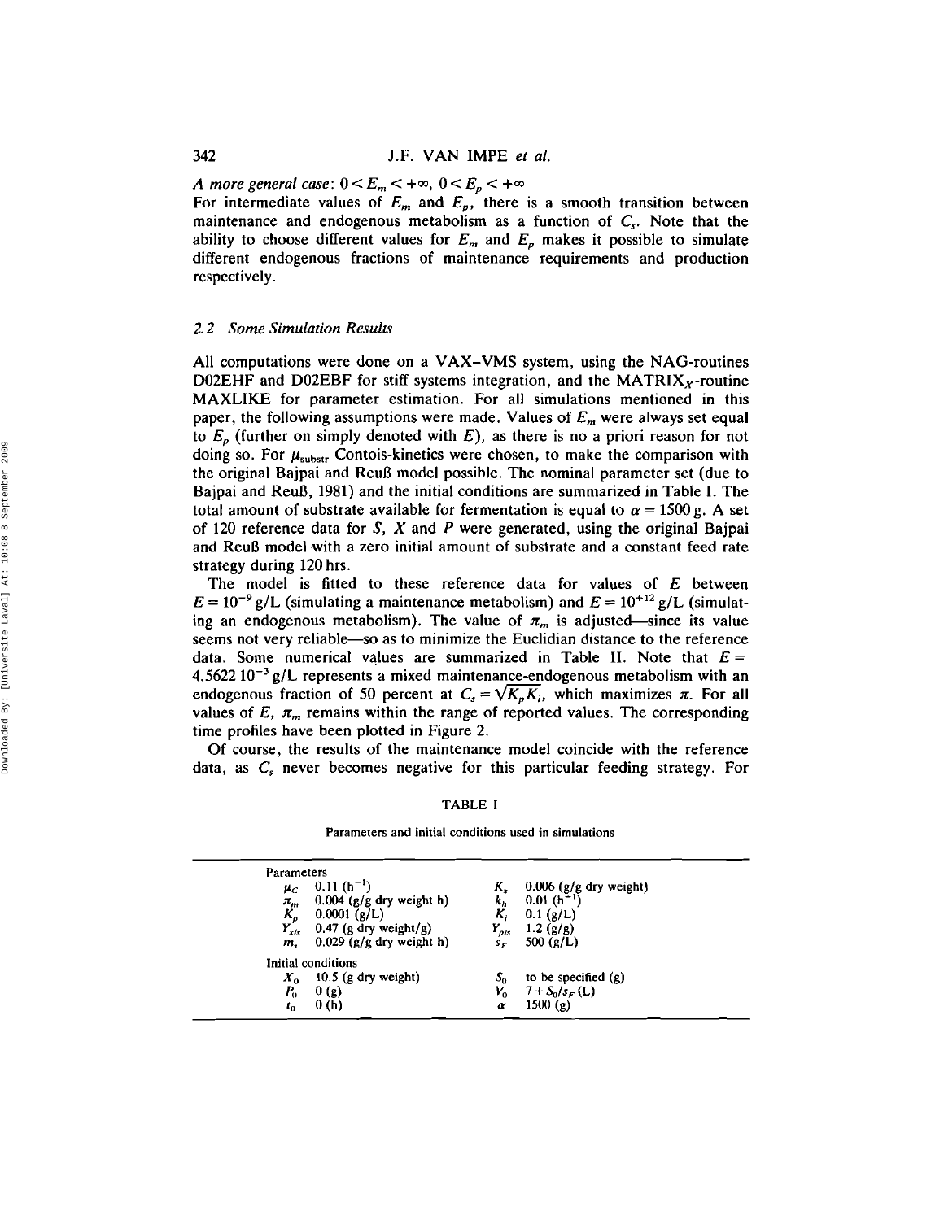*A more general case*: $0 < E_m < +\infty$, $0 < E_p < +\infty$

For intermediate values of $E_m$ and $E_p$, there is a smooth transition between maintenance and endogenous metabolism as a function of $C_s$. Note that the ability to choose different values for $E_m$ and $E_p$ makes it possible to simulate different endogenous fractions of maintenance requirements and production respectively.

### 2.2 Some Simulation Results

All computations were done on a VAX–VMS system, using the NAG-routines D02EHF and D02EBF for stiff systems integration, and the MATRIX$_X$-routine MAXLIKE for parameter estimation. For all simulations mentioned in this paper, the following assumptions were made. Values of $E_m$ were always set equal to $E_p$ (further on simply denoted with $E$), as there is no a priori reason for not doing so. For $\mu_{substr}$ Contois-kinetics were chosen, to make the comparison with the original Bajpai and Reuß model possible. The nominal parameter set (due to Bajpai and Reuß, 1981) and the initial conditions are summarized in Table I. The total amount of substrate available for fermentation is equal to $\alpha = 1500$ g. A set of 120 reference data for $S$, $X$ and $P$ were generated, using the original Bajpai and Reuß model with a zero initial amount of substrate and a constant feed rate strategy during 120 hrs.

The model is fitted to these reference data for values of $E$ between $E = 10^{-9}$ g/L (simulating a maintenance metabolism) and $E = 10^{+12}$ g/L (simulating an endogenous metabolism). The value of $\pi_m$ is adjusted—since its value seems not very reliable—so as to minimize the Euclidian distance to the reference data. Some numerical values are summarized in Table II. Note that $E = 4.5622\ 10^{-3}$ g/L represents a mixed maintenance-endogenous metabolism with an endogenous fraction of 50 percent at $C_s = \sqrt{K_p K_i}$, which maximizes $\pi$. For all values of $E$, $\pi_m$ remains within the range of reported values. The corresponding time profiles have been plotted in Figure 2.

Of course, the results of the maintenance model coincide with the reference data, as $C_s$ never becomes negative for this particular feeding strategy. For

TABLE I

Parameters and initial conditions used in simulations

| | | | |
|---|---|---|---|
| **Parameters** | | | |
| $\mu_C$ | 0.11 ($h^{-1}$) | $K_x$ | 0.006 (g/g dry weight) |
| $\pi_m$ | 0.004 (g/g dry weight h) | $k_h$ | 0.01 ($h^{-1}$) |
| $K_p$ | 0.0001 (g/L) | $K_i$ | 0.1 (g/L) |
| $Y_{x/s}$ | 0.47 (g dry weight/g) | $Y_{p/s}$ | 1.2 (g/g) |
| $m_s$ | 0.029 (g/g dry weight h) | $s_F$ | 500 (g/L) |
| **Initial conditions** | | | |
| $X_0$ | 10.5 (g dry weight) | $S_0$ | to be specified (g) |
| $P_0$ | 0 (g) | $V_0$ | $7 + S_0/s_F$ (L) |
| $t_0$ | 0 (h) | $\alpha$ | 1500 (g) |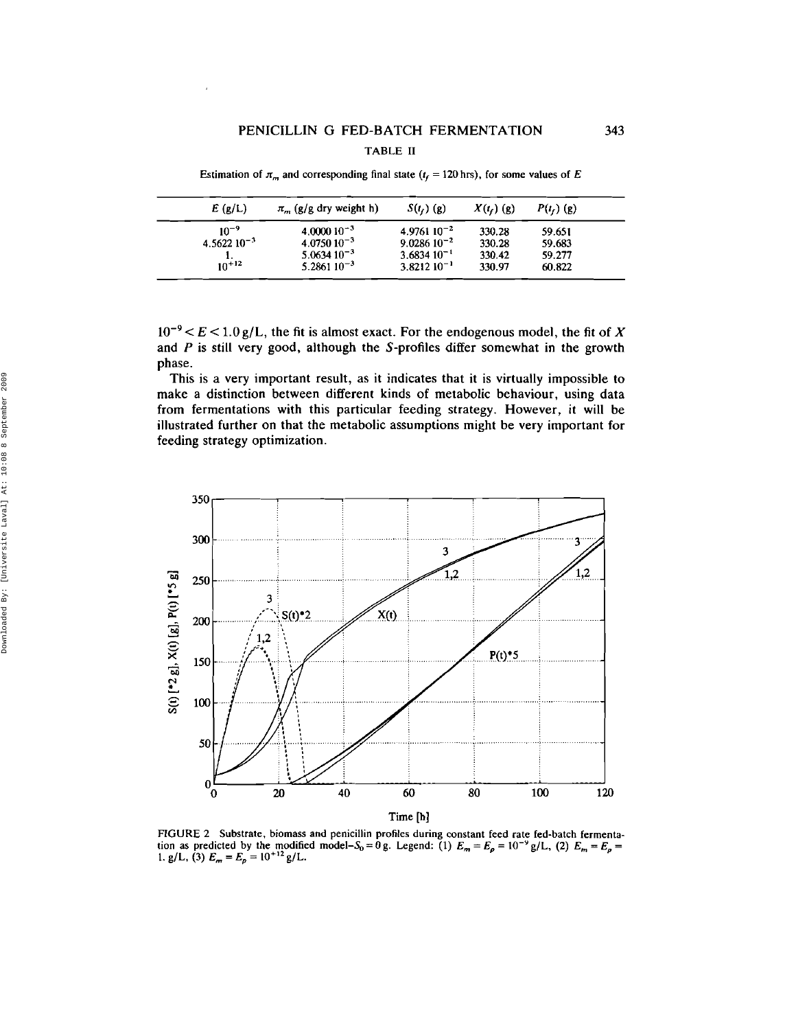TABLE II

Estimation of $\pi_m$ and corresponding final state ($t_f = 120$ hrs), for some values of $E$

| $E$ (g/L) | $\pi_m$ (g/g dry weight h) | $S(t_f)$ (g) | $X(t_f)$ (g) | $P(t_f)$ (g) |
|---|---|---|---|---|
| $10^{-9}$ | $4.0000\ 10^{-3}$ | $4.9761\ 10^{-2}$ | 330.28 | 59.651 |
| $4.5622\ 10^{-3}$ | $4.0750\ 10^{-3}$ | $9.0286\ 10^{-2}$ | 330.28 | 59.683 |
| 1. | $5.0634\ 10^{-3}$ | $3.6834\ 10^{-1}$ | 330.42 | 59.277 |
| $10^{+12}$ | $5.2861\ 10^{-3}$ | $3.8212\ 10^{-1}$ | 330.97 | 60.822 |

$10^{-9} < E < 1.0$ g/L, the fit is almost exact. For the endogenous model, the fit of $X$ and $P$ is still very good, although the $S$-profiles differ somewhat in the growth phase.

This is a very important result, as it indicates that it is virtually impossible to make a distinction between different kinds of metabolic behaviour, using data from fermentations with this particular feeding strategy. However, it will be illustrated further on that the metabolic assumptions might be very important for feeding strategy optimization.

FIGURE 2 Substrate, biomass and penicillin profiles during constant feed rate fed-batch fermentation as predicted by the modified model–$S_0 = 0$ g. Legend: (1) $E_m = E_p = 10^{-9}$ g/L, (2) $E_m = E_p = 1.$ g/L, (3) $E_m = E_p = 10^{+12}$ g/L.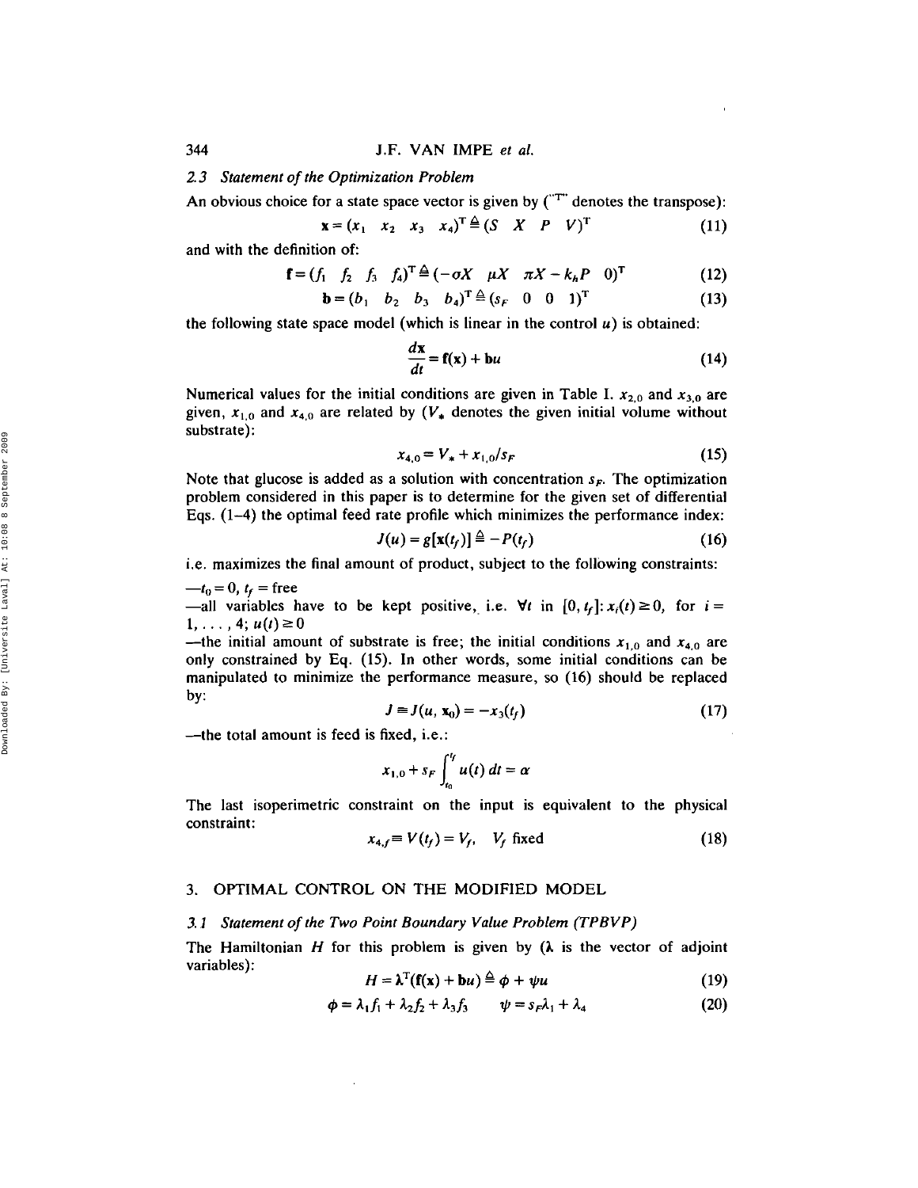### 2.3 *Statement of the Optimization Problem*

An obvious choice for a state space vector is given by ("T" denotes the transpose):

$$\mathbf{x} = (x_1 \quad x_2 \quad x_3 \quad x_4)^T \triangleq (S \quad X \quad P \quad V)^T \tag{11}$$

and with the definition of:

$$\mathbf{f} = (f_1 \quad f_2 \quad f_3 \quad f_4)^T \triangleq (-\sigma X \quad \mu X \quad \pi X - k_h P \quad 0)^T \tag{12}$$

$$\mathbf{b} = (b_1 \quad b_2 \quad b_3 \quad b_4)^T \triangleq (s_F \quad 0 \quad 0 \quad 1)^T \tag{13}$$

the following state space model (which is linear in the control $u$) is obtained:

$$\frac{d\mathbf{x}}{dt} = \mathbf{f}(\mathbf{x}) + \mathbf{b}u \tag{14}$$

Numerical values for the initial conditions are given in Table I. $x_{2,0}$ and $x_{3,0}$ are given, $x_{1,0}$ and $x_{4,0}$ are related by ($V_*$ denotes the given initial volume without substrate):

$$x_{4,0} = V_* + x_{1,0}/s_F \tag{15}$$

Note that glucose is added as a solution with concentration $s_F$. The optimization problem considered in this paper is to determine for the given set of differential Eqs. (1–4) the optimal feed rate profile which minimizes the performance index:

$$J(u) = g[\mathbf{x}(t_f)] \triangleq -P(t_f) \tag{16}$$

i.e. maximizes the final amount of product, subject to the following constraints:

—$t_0 = 0$, $t_f$ = free

—all variables have to be kept positive, i.e. $\forall t$ in $[0, t_f]$: $x_i(t) \geq 0$, for $i = 1, \ldots, 4$; $u(t) \geq 0$

—the initial amount of substrate is free; the initial conditions $x_{1,0}$ and $x_{4,0}$ are only constrained by Eq. (15). In other words, some initial conditions can be manipulated to minimize the performance measure, so (16) should be replaced by:

$$J \equiv J(u, \mathbf{x}_0) = -x_3(t_f) \tag{17}$$

—the total amount is feed is fixed, i.e.:

$$x_{1,0} + s_F \int_{t_0}^{t_f} u(t)\, dt = \alpha$$

The last isoperimetric constraint on the input is equivalent to the physical constraint:

$$x_{4,f} \equiv V(t_f) = V_f, \quad V_f \text{ fixed} \tag{18}$$

## 3. OPTIMAL CONTROL ON THE MODIFIED MODEL

### 3.1 *Statement of the Two Point Boundary Value Problem (TPBVP)*

The Hamiltonian $H$ for this problem is given by ($\boldsymbol{\lambda}$ is the vector of adjoint variables):

$$H = \boldsymbol{\lambda}^T(\mathbf{f}(\mathbf{x}) + \mathbf{b}u) \triangleq \phi + \psi u \tag{19}$$

$$\phi = \lambda_1 f_1 + \lambda_2 f_2 + \lambda_3 f_3 \qquad \psi = s_F \lambda_1 + \lambda_4 \tag{20}$$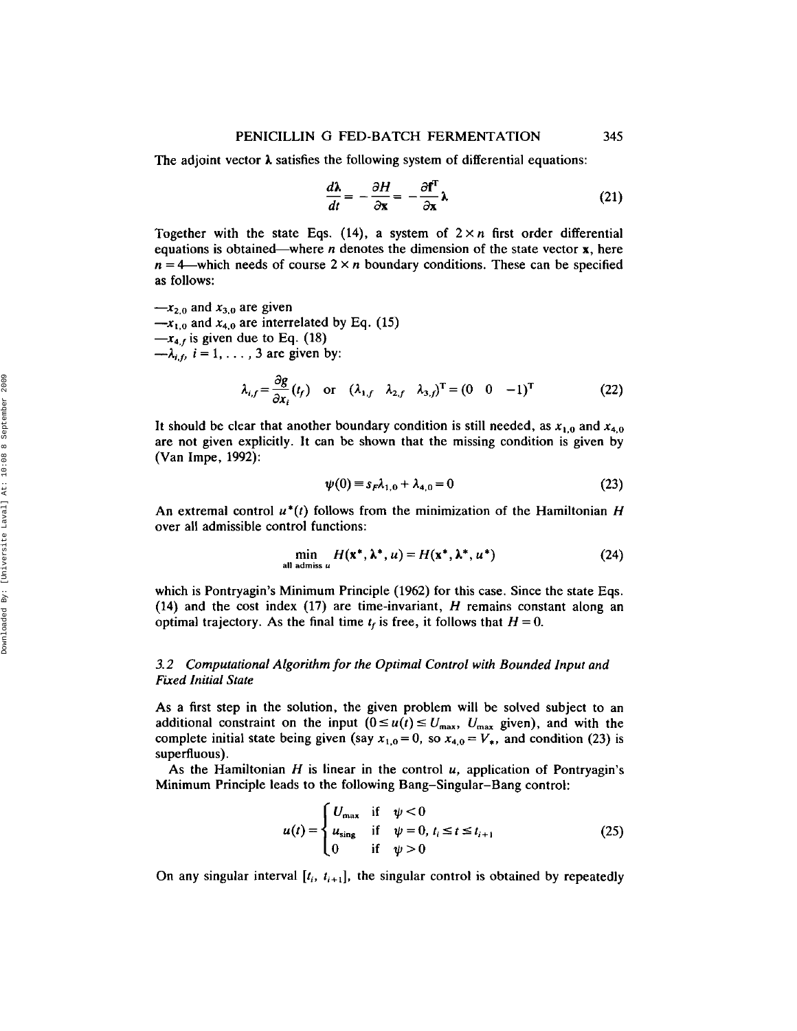The adjoint vector $\boldsymbol{\lambda}$ satisfies the following system of differential equations:

$$\frac{d\boldsymbol{\lambda}}{dt} = -\frac{\partial H}{\partial \mathbf{x}} = -\frac{\partial \mathbf{f}^{\mathrm{T}}}{\partial \mathbf{x}}\boldsymbol{\lambda} \tag{21}$$

Together with the state Eqs. (14), a system of $2 \times n$ first order differential equations is obtained—where $n$ denotes the dimension of the state vector $\mathbf{x}$, here $n = 4$—which needs of course $2 \times n$ boundary conditions. These can be specified as follows:

—$x_{2,0}$ and $x_{3,0}$ are given
—$x_{1,0}$ and $x_{4,0}$ are interrelated by Eq. (15)
—$x_{4,f}$ is given due to Eq. (18)
—$\lambda_{i,f}$, $i = 1, \ldots, 3$ are given by:

$$\lambda_{i,f} = \frac{\partial g}{\partial x_i}(t_f) \quad \text{or} \quad (\lambda_{1,f} \quad \lambda_{2,f} \quad \lambda_{3,f})^{\mathrm{T}} = (0 \quad 0 \quad -1)^{\mathrm{T}} \tag{22}$$

It should be clear that another boundary condition is still needed, as $x_{1,0}$ and $x_{4,0}$ are not given explicitly. It can be shown that the missing condition is given by (Van Impe, 1992):

$$\psi(0) \equiv s_F \lambda_{1,0} + \lambda_{4,0} = 0 \tag{23}$$

An extremal control $u^*(t)$ follows from the minimization of the Hamiltonian $H$ over all admissible control functions:

$$\min_{\text{all admiss } u} H(\mathbf{x}^*, \boldsymbol{\lambda}^*, u) = H(\mathbf{x}^*, \boldsymbol{\lambda}^*, u^*) \tag{24}$$

which is Pontryagin's Minimum Principle (1962) for this case. Since the state Eqs. (14) and the cost index (17) are time-invariant, $H$ remains constant along an optimal trajectory. As the final time $t_f$ is free, it follows that $H = 0$.

### *3.2 Computational Algorithm for the Optimal Control with Bounded Input and Fixed Initial State*

As a first step in the solution, the given problem will be solved subject to an additional constraint on the input ($0 \le u(t) \le U_{\max}$, $U_{\max}$ given), and with the complete initial state being given (say $x_{1,0} = 0$, so $x_{4,0} = V_*$, and condition (23) is superfluous).

As the Hamiltonian $H$ is linear in the control $u$, application of Pontryagin's Minimum Principle leads to the following Bang–Singular–Bang control:

$$u(t) = \begin{cases} U_{\max} & \text{if} \quad \psi < 0 \\ u_{\text{sing}} & \text{if} \quad \psi = 0, \; t_i \le t \le t_{i+1} \\ 0 & \text{if} \quad \psi > 0 \end{cases} \tag{25}$$

On any singular interval $[t_i, t_{i+1}]$, the singular control is obtained by repeatedly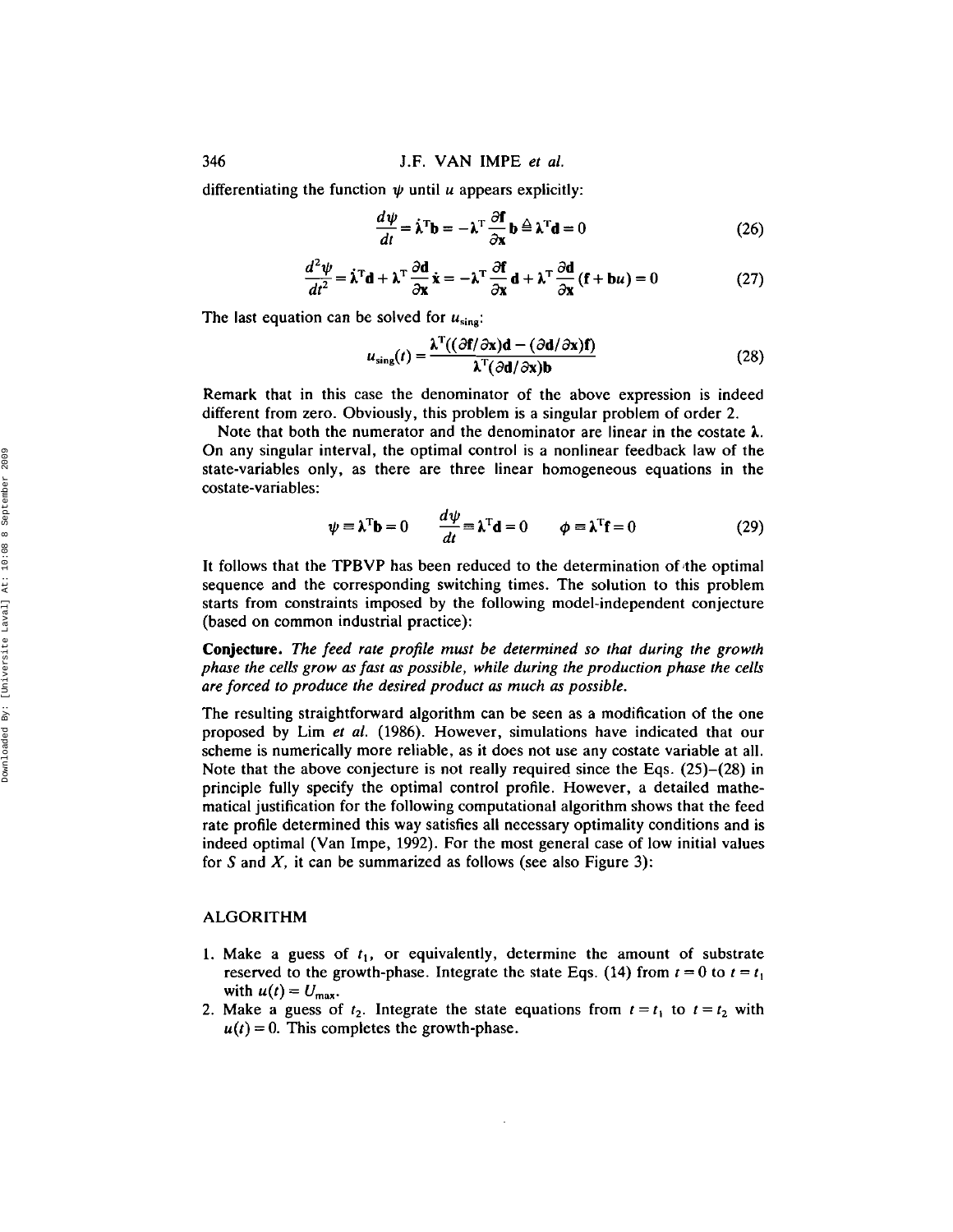differentiating the function $\psi$ until $u$ appears explicitly:

$$\frac{d\psi}{dt} = \dot{\boldsymbol{\lambda}}^{\mathrm{T}}\mathbf{b} = -\boldsymbol{\lambda}^{\mathrm{T}}\frac{\partial \mathbf{f}}{\partial \mathbf{x}}\mathbf{b} \triangleq \boldsymbol{\lambda}^{\mathrm{T}}\mathbf{d} = 0 \tag{26}$$

$$\frac{d^2\psi}{dt^2} = \dot{\boldsymbol{\lambda}}^{\mathrm{T}}\mathbf{d} + \boldsymbol{\lambda}^{\mathrm{T}}\frac{\partial \mathbf{d}}{\partial \mathbf{x}}\dot{\mathbf{x}} = -\boldsymbol{\lambda}^{\mathrm{T}}\frac{\partial \mathbf{f}}{\partial \mathbf{x}}\mathbf{d} + \boldsymbol{\lambda}^{\mathrm{T}}\frac{\partial \mathbf{d}}{\partial \mathbf{x}}(\mathbf{f} + \mathbf{b}u) = 0 \tag{27}$$

The last equation can be solved for $u_{\text{sing}}$:

$$u_{\text{sing}}(t) = \frac{\boldsymbol{\lambda}^{\mathrm{T}}((\partial \mathbf{f}/\partial \mathbf{x})\mathbf{d} - (\partial \mathbf{d}/\partial \mathbf{x})\mathbf{f})}{\boldsymbol{\lambda}^{\mathrm{T}}(\partial \mathbf{d}/\partial \mathbf{x})\mathbf{b}} \tag{28}$$

Remark that in this case the denominator of the above expression is indeed different from zero. Obviously, this problem is a singular problem of order 2.

Note that both the numerator and the denominator are linear in the costate $\boldsymbol{\lambda}$. On any singular interval, the optimal control is a nonlinear feedback law of the state-variables only, as there are three linear homogeneous equations in the costate-variables:

$$\psi \equiv \boldsymbol{\lambda}^{\mathrm{T}}\mathbf{b} = 0 \qquad \frac{d\psi}{dt} \equiv \boldsymbol{\lambda}^{\mathrm{T}}\mathbf{d} = 0 \qquad \phi \equiv \boldsymbol{\lambda}^{\mathrm{T}}\mathbf{f} = 0 \tag{29}$$

It follows that the TPBVP has been reduced to the determination of the optimal sequence and the corresponding switching times. The solution to this problem starts from constraints imposed by the following model-independent conjecture (based on common industrial practice):

**Conjecture.** *The feed rate profile must be determined so that during the growth phase the cells grow as fast as possible, while during the production phase the cells are forced to produce the desired product as much as possible.*

The resulting straightforward algorithm can be seen as a modification of the one proposed by Lim *et al.* (1986). However, simulations have indicated that our scheme is numerically more reliable, as it does not use any costate variable at all. Note that the above conjecture is not really required since the Eqs. (25)–(28) in principle fully specify the optimal control profile. However, a detailed mathematical justification for the following computational algorithm shows that the feed rate profile determined this way satisfies all necessary optimality conditions and is indeed optimal (Van Impe, 1992). For the most general case of low initial values for $S$ and $X$, it can be summarized as follows (see also Figure 3):

## ALGORITHM

1. Make a guess of $t_1$, or equivalently, determine the amount of substrate reserved to the growth-phase. Integrate the state Eqs. (14) from $t = 0$ to $t = t_1$ with $u(t) = U_{\max}$.
2. Make a guess of $t_2$. Integrate the state equations from $t = t_1$ to $t = t_2$ with $u(t) = 0$. This completes the growth-phase.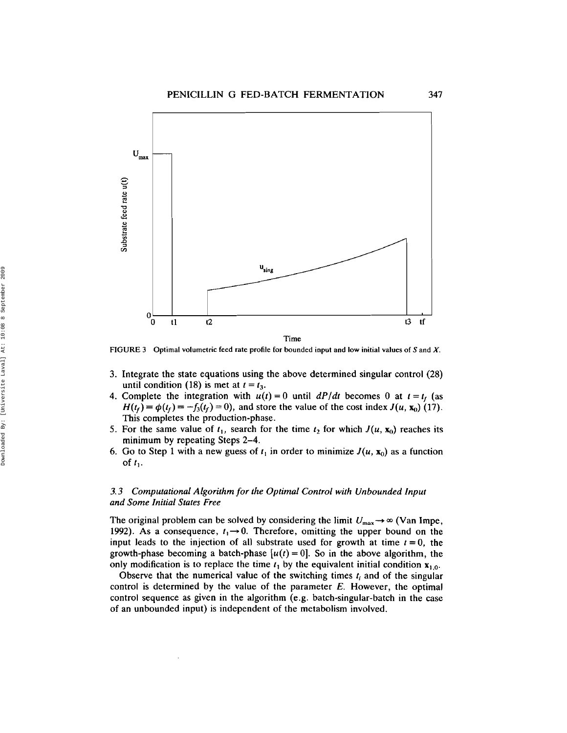FIGURE 3 Optimal volumetric feed rate profile for bounded input and low initial values of $S$ and $X$.

3. Integrate the state equations using the above determined singular control (28) until condition (18) is met at $t = t_3$.
4. Complete the integration with $u(t) = 0$ until $dP/dt$ becomes 0 at $t = t_f$ (as $H(t_f) \equiv \phi(t_f) \equiv -f_3(t_f) = 0$), and store the value of the cost index $J(u, \mathbf{x}_0)$ (17). This completes the production-phase.
5. For the same value of $t_1$, search for the time $t_2$ for which $J(u, \mathbf{x}_0)$ reaches its minimum by repeating Steps 2–4.
6. Go to Step 1 with a new guess of $t_1$ in order to minimize $J(u, \mathbf{x}_0)$ as a function of $t_1$.

### *3.3 Computational Algorithm for the Optimal Control with Unbounded Input and Some Initial States Free*

The original problem can be solved by considering the limit $U_{max} \rightarrow \infty$ (Van Impe, 1992). As a consequence, $t_1 \rightarrow 0$. Therefore, omitting the upper bound on the input leads to the injection of all substrate used for growth at time $t = 0$, the growth-phase becoming a batch-phase $[u(t) = 0]$. So in the above algorithm, the only modification is to replace the time $t_1$ by the equivalent initial condition $\mathbf{x}_{1,0}$.

Observe that the numerical value of the switching times $t_i$ and of the singular control is determined by the value of the parameter $E$. However, the optimal control sequence as given in the algorithm (e.g. batch-singular-batch in the case of an unbounded input) is independent of the metabolism involved.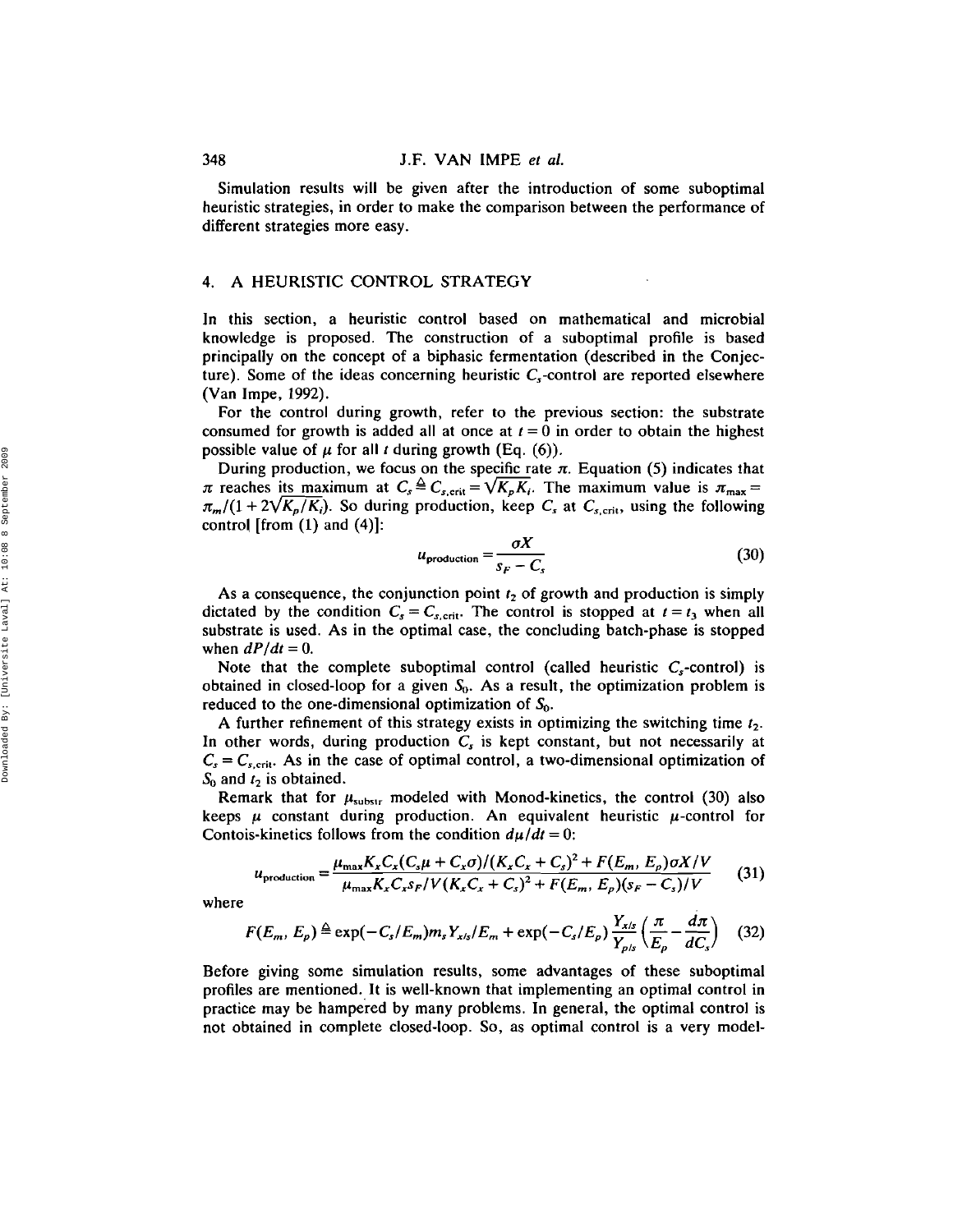Simulation results will be given after the introduction of some suboptimal heuristic strategies, in order to make the comparison between the performance of different strategies more easy.

## 4. A HEURISTIC CONTROL STRATEGY

In this section, a heuristic control based on mathematical and microbial knowledge is proposed. The construction of a suboptimal profile is based principally on the concept of a biphasic fermentation (described in the Conjecture). Some of the ideas concerning heuristic $C_s$-control are reported elsewhere (Van Impe, 1992).

For the control during growth, refer to the previous section: the substrate consumed for growth is added all at once at $t = 0$ in order to obtain the highest possible value of $\mu$ for all $t$ during growth (Eq. (6)).

During production, we focus on the specific rate $\pi$. Equation (5) indicates that $\pi$ reaches its maximum at $C_s \triangleq C_{s,\text{crit}} = \sqrt{K_p K_i}$. The maximum value is $\pi_{\max} = \pi_m/(1 + 2\sqrt{K_p/K_i})$. So during production, keep $C_s$ at $C_{s,\text{crit}}$, using the following control [from (1) and (4)]:

$$u_{\text{production}} = \frac{\sigma X}{s_F - C_s} \tag{30}$$

As a consequence, the conjunction point $t_2$ of growth and production is simply dictated by the condition $C_s = C_{s,\text{crit}}$. The control is stopped at $t = t_3$ when all substrate is used. As in the optimal case, the concluding batch-phase is stopped when $dP/dt = 0$.

Note that the complete suboptimal control (called heuristic $C_s$-control) is obtained in closed-loop for a given $S_0$. As a result, the optimization problem is reduced to the one-dimensional optimization of $S_0$.

A further refinement of this strategy exists in optimizing the switching time $t_2$. In other words, during production $C_s$ is kept constant, but not necessarily at $C_s = C_{s,\text{crit}}$. As in the case of optimal control, a two-dimensional optimization of $S_0$ and $t_2$ is obtained.

Remark that for $\mu_{\text{substr}}$ modeled with Monod-kinetics, the control (30) also keeps $\mu$ constant during production. An equivalent heuristic $\mu$-control for Contois-kinetics follows from the condition $d\mu/dt = 0$:

$$u_{\text{production}} = \frac{\mu_{\max} K_x C_x (C_s \mu + C_x \sigma)/(K_x C_x + C_s)^2 + F(E_m, E_p)\sigma X/V}{\mu_{\max} K_x C_x s_F / V(K_x C_x + C_s)^2 + F(E_m, E_p)(s_F - C_s)/V} \tag{31}$$

where

$$F(E_m, E_p) \triangleq \exp(-C_s/E_m) m_s Y_{x/s}/E_m + \exp(-C_s/E_p)\frac{Y_{x/s}}{Y_{p/s}}\left(\frac{\pi}{E_p} - \frac{d\pi}{dC_s}\right) \tag{32}$$

Before giving some simulation results, some advantages of these suboptimal profiles are mentioned. It is well-known that implementing an optimal control in practice may be hampered by many problems. In general, the optimal control is not obtained in complete closed-loop. So, as optimal control is a very model-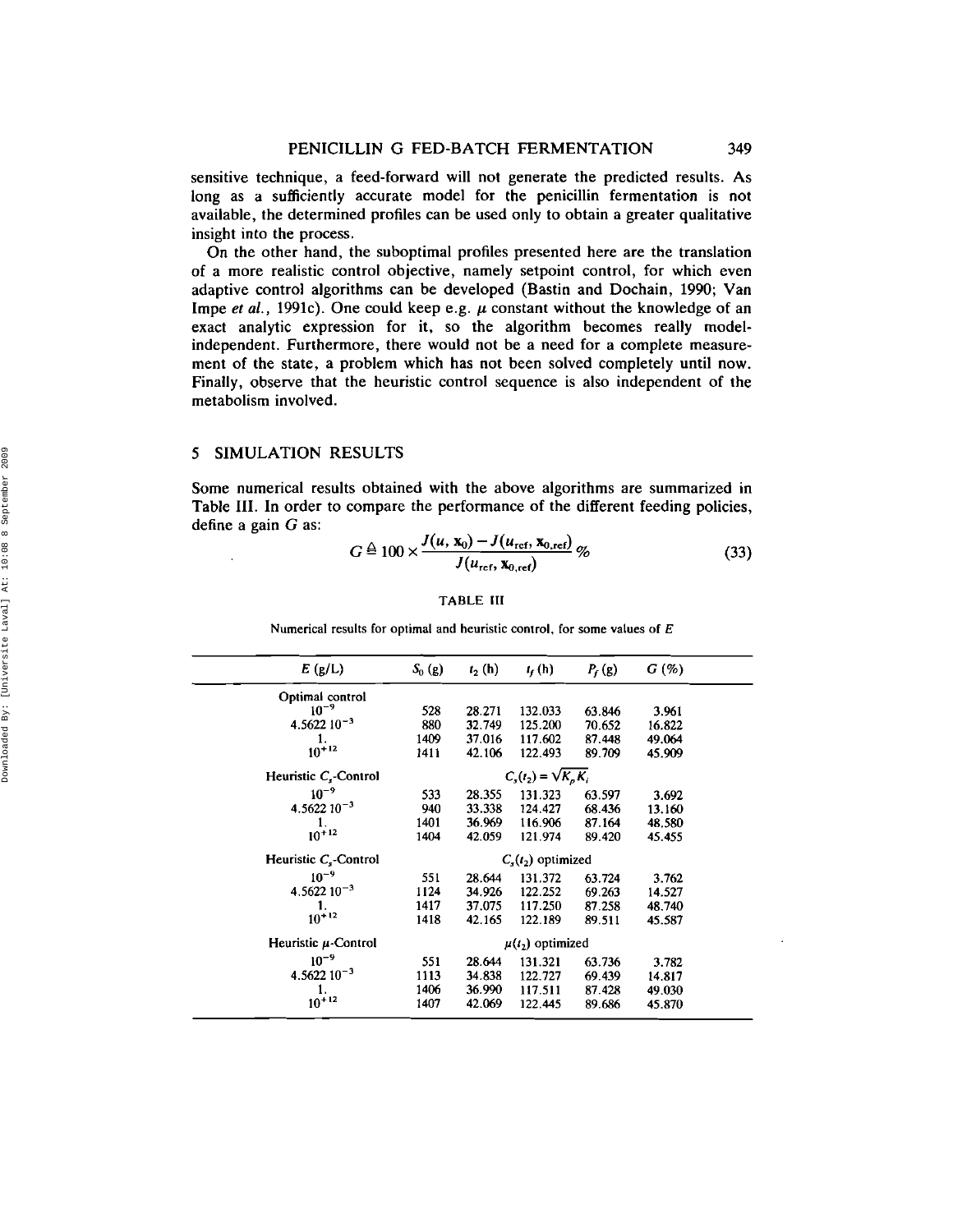sensitive technique, a feed-forward will not generate the predicted results. As long as a sufficiently accurate model for the penicillin fermentation is not available, the determined profiles can be used only to obtain a greater qualitative insight into the process.

On the other hand, the suboptimal profiles presented here are the translation of a more realistic control objective, namely setpoint control, for which even adaptive control algorithms can be developed (Bastin and Dochain, 1990; Van Impe *et al.*, 1991c). One could keep e.g. $\mu$ constant without the knowledge of an exact analytic expression for it, so the algorithm becomes really model-independent. Furthermore, there would not be a need for a complete measurement of the state, a problem which has not been solved completely until now. Finally, observe that the heuristic control sequence is also independent of the metabolism involved.

## 5 SIMULATION RESULTS

Some numerical results obtained with the above algorithms are summarized in Table III. In order to compare the performance of the different feeding policies, define a gain $G$ as:

$$G \triangleq 100 \times \frac{J(u, \mathbf{x}_0) - J(u_{\text{ref}}, \mathbf{x}_{0,\text{ref}})}{J(u_{\text{ref}}, \mathbf{x}_{0,\text{ref}})} \% \tag{33}$$

TABLE III

Numerical results for optimal and heuristic control, for some values of $E$

| $E$ (g/L) | $S_0$ (g) | $t_2$ (h) | $t_f$ (h) | $P_f$ (g) | $G$ (%) |
|---|---|---|---|---|---|
| Optimal control | | | | | |
| $10^{-9}$ | 528 | 28.271 | 132.033 | 63.846 | 3.961 |
| $4.5622\ 10^{-3}$ | 880 | 32.749 | 125.200 | 70.652 | 16.822 |
| 1. | 1409 | 37.016 | 117.602 | 87.448 | 49.064 |
| $10^{+12}$ | 1411 | 42.106 | 122.493 | 89.709 | 45.909 |
| Heuristic $C_s$-Control | $C_s(t_2) = \sqrt{K_p K_i}$ | | | | |
| $10^{-9}$ | 533 | 28.355 | 131.323 | 63.597 | 3.692 |
| $4.5622\ 10^{-3}$ | 940 | 33.338 | 124.427 | 68.436 | 13.160 |
| 1. | 1401 | 36.969 | 116.906 | 87.164 | 48.580 |
| $10^{+12}$ | 1404 | 42.059 | 121.974 | 89.420 | 45.455 |
| Heuristic $C_s$-Control | $C_s(t_2)$ optimized | | | | |
| $10^{-9}$ | 551 | 28.644 | 131.372 | 63.724 | 3.762 |
| $4.5622\ 10^{-3}$ | 1124 | 34.926 | 122.252 | 69.263 | 14.527 |
| 1. | 1417 | 37.075 | 117.250 | 87.258 | 48.740 |
| $10^{+12}$ | 1418 | 42.165 | 122.189 | 89.511 | 45.587 |
| Heuristic $\mu$-Control | $\mu(t_2)$ optimized | | | | |
| $10^{-9}$ | 551 | 28.644 | 131.321 | 63.736 | 3.782 |
| $4.5622\ 10^{-3}$ | 1113 | 34.838 | 122.727 | 69.439 | 14.817 |
| 1. | 1406 | 36.990 | 117.511 | 87.428 | 49.030 |
| $10^{+12}$ | 1407 | 42.069 | 122.445 | 89.686 | 45.870 |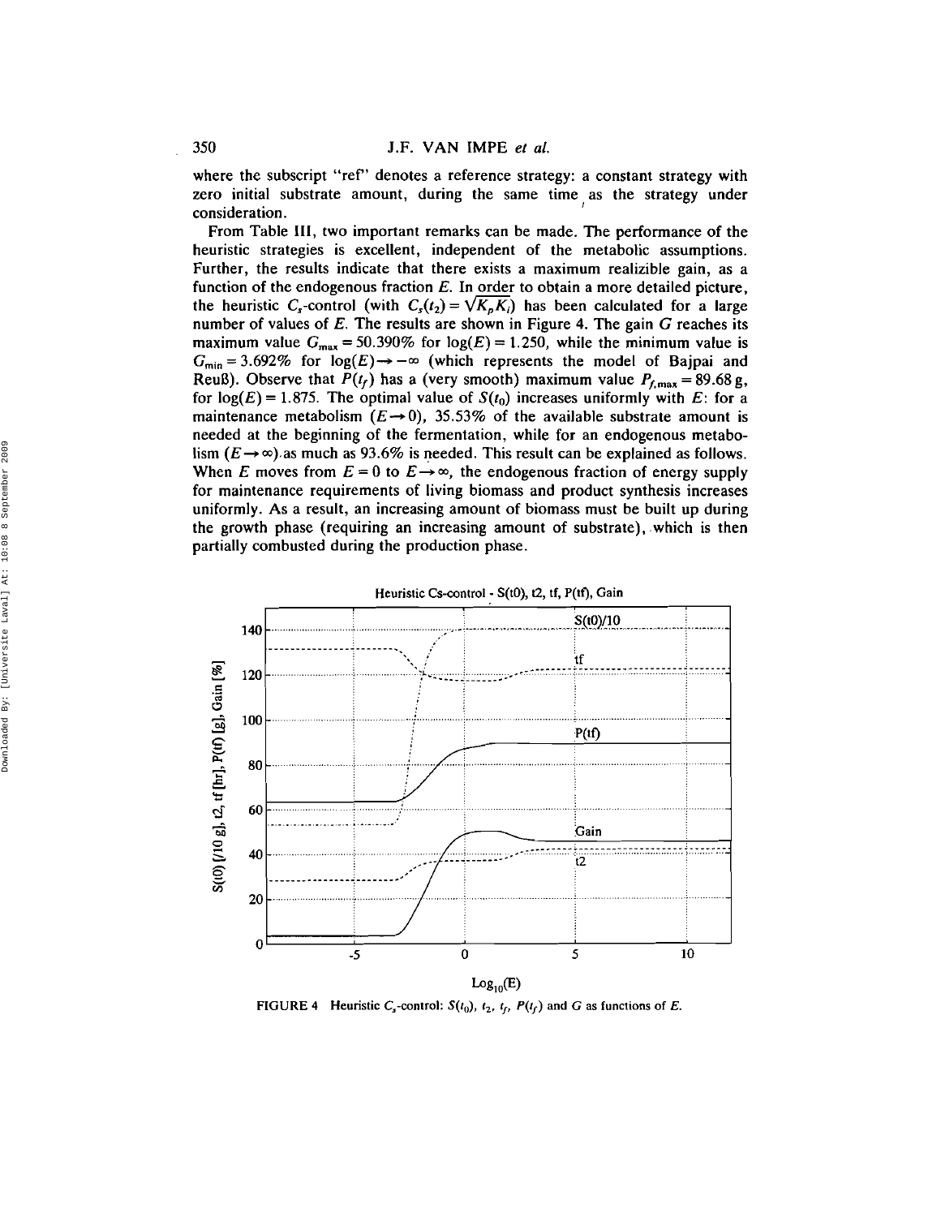where the subscript "ref" denotes a reference strategy: a constant strategy with zero initial substrate amount, during the same time as the strategy under consideration.

From Table III, two important remarks can be made. The performance of the heuristic strategies is excellent, independent of the metabolic assumptions. Further, the results indicate that there exists a maximum realizible gain, as a function of the endogenous fraction $E$. In order to obtain a more detailed picture, the heuristic $C_s$-control (with $C_s(t_2) = \sqrt{K_p K_i}$) has been calculated for a large number of values of $E$. The results are shown in Figure 4. The gain $G$ reaches its maximum value $G_{max} = 50.390\%$ for $\log(E) = 1.250$, while the minimum value is $G_{min} = 3.692\%$ for $\log(E) \rightarrow -\infty$ (which represents the model of Bajpai and Reuß). Observe that $P(t_f)$ has a (very smooth) maximum value $P_{f,max} = 89.68$ g, for $\log(E) = 1.875$. The optimal value of $S(t_0)$ increases uniformly with $E$: for a maintenance metabolism ($E \rightarrow 0$), 35.53% of the available substrate amount is needed at the beginning of the fermentation, while for an endogenous metabolism ($E \rightarrow \infty$) as much as 93.6% is needed. This result can be explained as follows. When $E$ moves from $E = 0$ to $E \rightarrow \infty$, the endogenous fraction of energy supply for maintenance requirements of living biomass and product synthesis increases uniformly. As a result, an increasing amount of biomass must be built up during the growth phase (requiring an increasing amount of substrate), which is then partially combusted during the production phase.

FIGURE 4 Heuristic $C_s$-control: $S(t_0)$, $t_2$, $t_f$, $P(t_f)$ and $G$ as functions of $E$.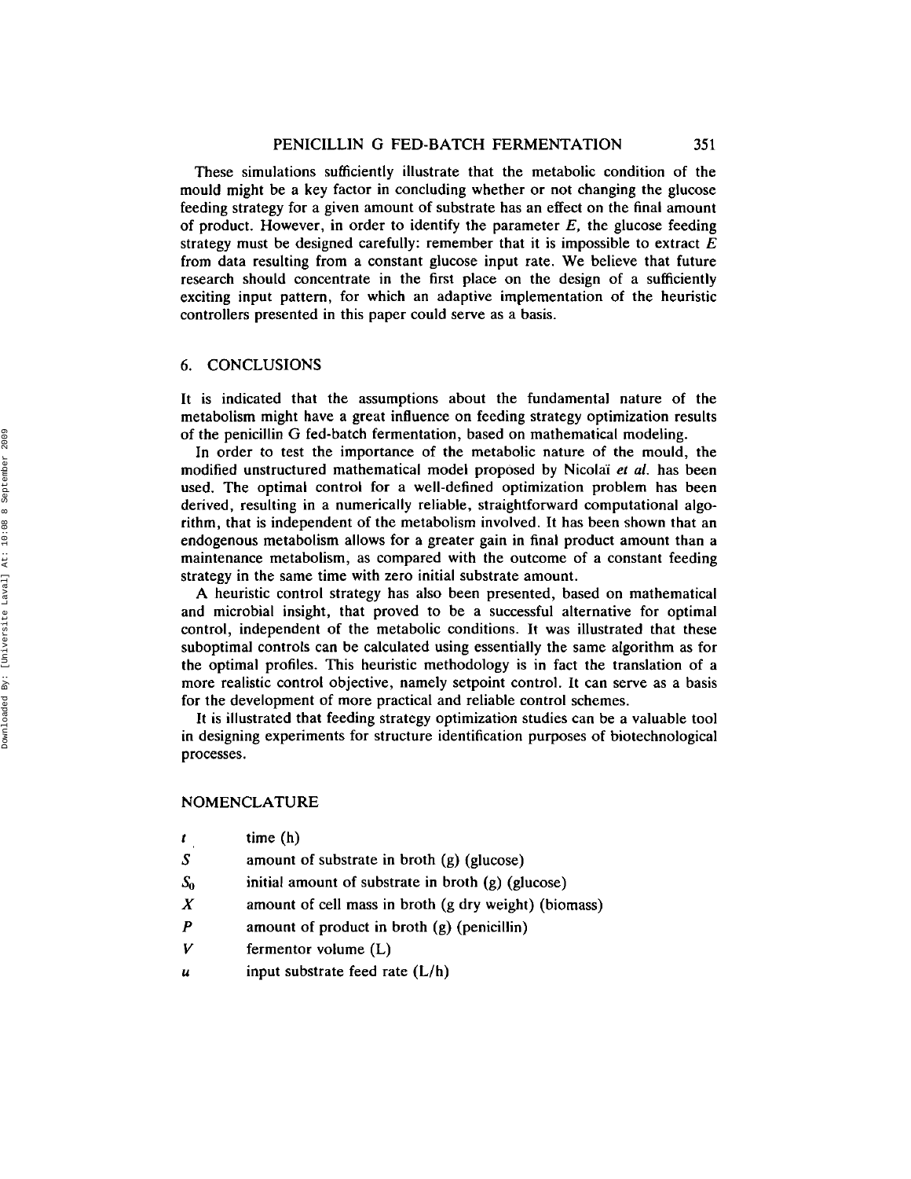These simulations sufficiently illustrate that the metabolic condition of the mould might be a key factor in concluding whether or not changing the glucose feeding strategy for a given amount of substrate has an effect on the final amount of product. However, in order to identify the parameter $E$, the glucose feeding strategy must be designed carefully: remember that it is impossible to extract $E$ from data resulting from a constant glucose input rate. We believe that future research should concentrate in the first place on the design of a sufficiently exciting input pattern, for which an adaptive implementation of the heuristic controllers presented in this paper could serve as a basis.

## 6. CONCLUSIONS

It is indicated that the assumptions about the fundamental nature of the metabolism might have a great influence on feeding strategy optimization results of the penicillin G fed-batch fermentation, based on mathematical modeling.

In order to test the importance of the metabolic nature of the mould, the modified unstructured mathematical model proposed by Nicolaï *et al.* has been used. The optimal control for a well-defined optimization problem has been derived, resulting in a numerically reliable, straightforward computational algorithm, that is independent of the metabolism involved. It has been shown that an endogenous metabolism allows for a greater gain in final product amount than a maintenance metabolism, as compared with the outcome of a constant feeding strategy in the same time with zero initial substrate amount.

A heuristic control strategy has also been presented, based on mathematical and microbial insight, that proved to be a successful alternative for optimal control, independent of the metabolic conditions. It was illustrated that these suboptimal controls can be calculated using essentially the same algorithm as for the optimal profiles. This heuristic methodology is in fact the translation of a more realistic control objective, namely setpoint control. It can serve as a basis for the development of more practical and reliable control schemes.

It is illustrated that feeding strategy optimization studies can be a valuable tool in designing experiments for structure identification purposes of biotechnological processes.

## NOMENCLATURE

| | |
|---|---|
| $t$ | time (h) |
| $S$ | amount of substrate in broth (g) (glucose) |
| $S_0$ | initial amount of substrate in broth (g) (glucose) |
| $X$ | amount of cell mass in broth (g dry weight) (biomass) |
| $P$ | amount of product in broth (g) (penicillin) |
| $V$ | fermentor volume (L) |
| $u$ | input substrate feed rate (L/h) |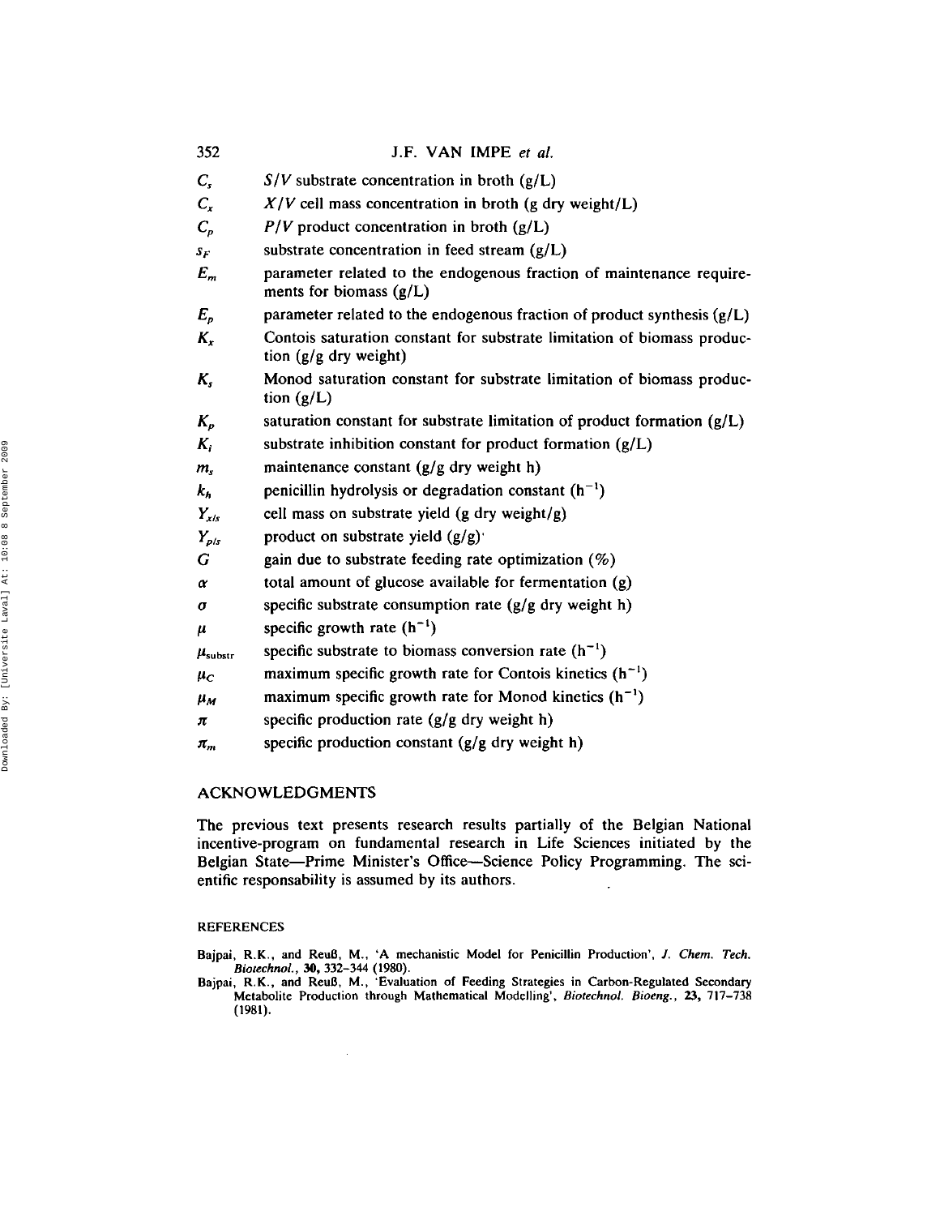| | |
|---|---|
| $C_s$ | $S/V$ substrate concentration in broth (g/L) |
| $C_x$ | $X/V$ cell mass concentration in broth (g dry weight/L) |
| $C_p$ | $P/V$ product concentration in broth (g/L) |
| $s_F$ | substrate concentration in feed stream (g/L) |
| $E_m$ | parameter related to the endogenous fraction of maintenance requirements for biomass (g/L) |
| $E_p$ | parameter related to the endogenous fraction of product synthesis (g/L) |
| $K_x$ | Contois saturation constant for substrate limitation of biomass production (g/g dry weight) |
| $K_s$ | Monod saturation constant for substrate limitation of biomass production (g/L) |
| $K_p$ | saturation constant for substrate limitation of product formation (g/L) |
| $K_i$ | substrate inhibition constant for product formation (g/L) |
| $m_s$ | maintenance constant (g/g dry weight h) |
| $k_h$ | penicillin hydrolysis or degradation constant ($h^{-1}$) |
| $Y_{x/s}$ | cell mass on substrate yield (g dry weight/g) |
| $Y_{p/s}$ | product on substrate yield (g/g) |
| $G$ | gain due to substrate feeding rate optimization (%) |
| $\alpha$ | total amount of glucose available for fermentation (g) |
| $\sigma$ | specific substrate consumption rate (g/g dry weight h) |
| $\mu$ | specific growth rate ($h^{-1}$) |
| $\mu_{substr}$ | specific substrate to biomass conversion rate ($h^{-1}$) |
| $\mu_C$ | maximum specific growth rate for Contois kinetics ($h^{-1}$) |
| $\mu_M$ | maximum specific growth rate for Monod kinetics ($h^{-1}$) |
| $\pi$ | specific production rate (g/g dry weight h) |
| $\pi_m$ | specific production constant (g/g dry weight h) |

## ACKNOWLEDGMENTS

The previous text presents research results partially of the Belgian National incentive-program on fundamental research in Life Sciences initiated by the Belgian State—Prime Minister's Office—Science Policy Programming. The scientific responsability is assumed by its authors.

### REFERENCES

Bajpai, R.K., and Reuß, M., 'A mechanistic Model for Penicillin Production', *J. Chem. Tech. Biotechnol.*, **30**, 332–344 (1980).

Bajpai, R.K., and Reuß, M., 'Evaluation of Feeding Strategies in Carbon-Regulated Secondary Metabolite Production through Mathematical Modelling', *Biotechnol. Bioeng.*, **23**, 717–738 (1981).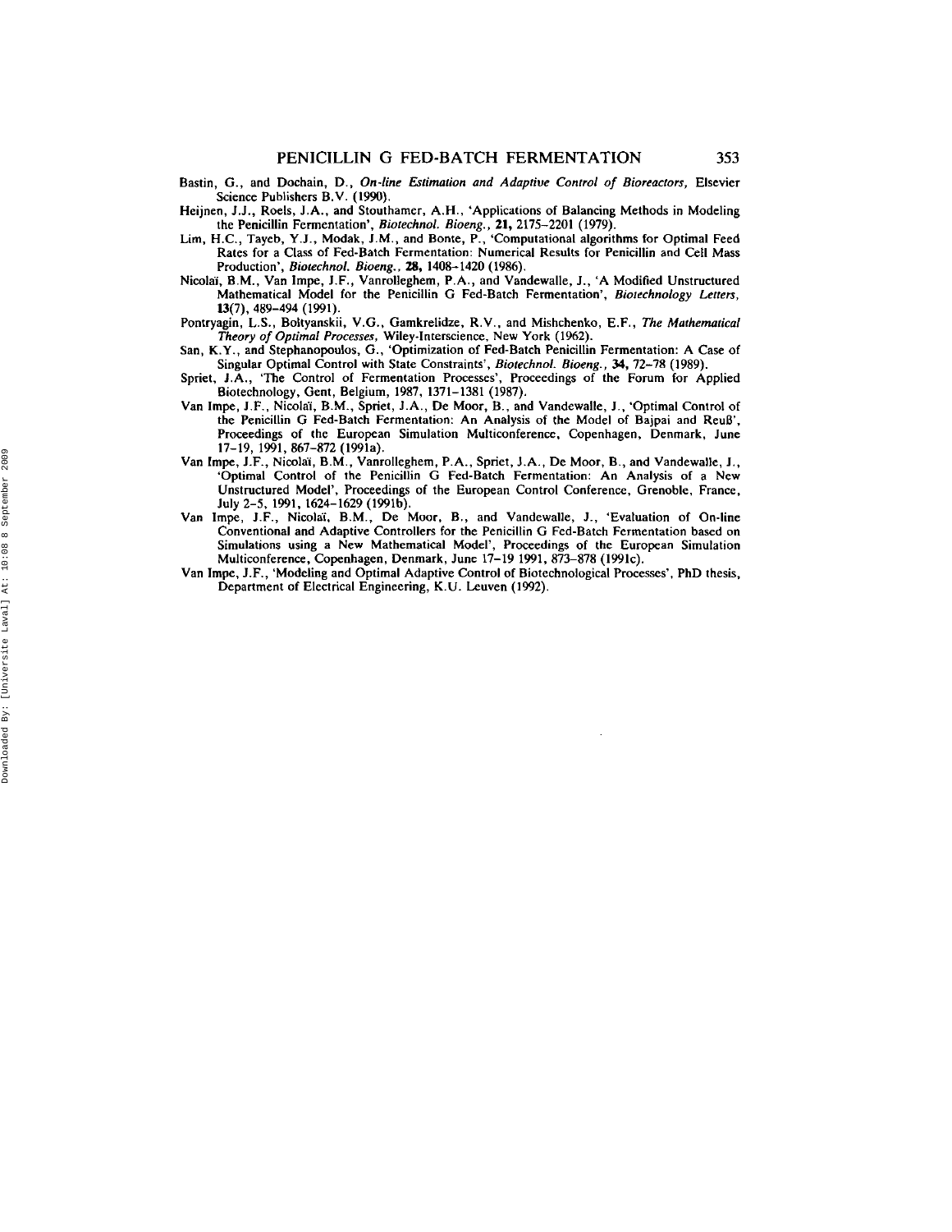Bastin, G., and Dochain, D., *On-line Estimation and Adaptive Control of Bioreactors*, Elsevier Science Publishers B.V. (1990).

Heijnen, J.J., Roels, J.A., and Stouthamer, A.H., 'Applications of Balancing Methods in Modeling the Penicillin Fermentation', *Biotechnol. Bioeng.*, **21**, 2175–2201 (1979).

Lim, H.C., Tayeb, Y.J., Modak, J.M., and Bonte, P., 'Computational algorithms for Optimal Feed Rates for a Class of Fed-Batch Fermentation: Numerical Results for Penicillin and Cell Mass Production', *Biotechnol. Bioeng.*, **28**, 1408–1420 (1986).

Nicolaï, B.M., Van Impe, J.F., Vanrolleghem, P.A., and Vandewalle, J., 'A Modified Unstructured Mathematical Model for the Penicillin G Fed-Batch Fermentation', *Biotechnology Letters*, **13**(7), 489–494 (1991).

Pontryagin, L.S., Boltyanskii, V.G., Gamkrelidze, R.V., and Mishchenko, E.F., *The Mathematical Theory of Optimal Processes*, Wiley-Interscience, New York (1962).

San, K.Y., and Stephanopoulos, G., 'Optimization of Fed-Batch Penicillin Fermentation: A Case of Singular Optimal Control with State Constraints', *Biotechnol. Bioeng.*, **34**, 72–78 (1989).

Spriet, J.A., 'The Control of Fermentation Processes', Proceedings of the Forum for Applied Biotechnology, Gent, Belgium, 1987, 1371–1381 (1987).

Van Impe, J.F., Nicolaï, B.M., Spriet, J.A., De Moor, B., and Vandewalle, J., 'Optimal Control of the Penicillin G Fed-Batch Fermentation: An Analysis of the Model of Bajpai and Reuß', Proceedings of the European Simulation Multiconference, Copenhagen, Denmark, June 17–19, 1991, 867–872 (1991a).

Van Impe, J.F., Nicolaï, B.M., Vanrolleghem, P.A., Spriet, J.A., De Moor, B., and Vandewalle, J., 'Optimal Control of the Penicillin G Fed-Batch Fermentation: An Analysis of a New Unstructured Model', Proceedings of the European Control Conference, Grenoble, France, July 2–5, 1991, 1624–1629 (1991b).

Van Impe, J.F., Nicolaï, B.M., De Moor, B., and Vandewalle, J., 'Evaluation of On-line Conventional and Adaptive Controllers for the Penicillin G Fed-Batch Fermentation based on Simulations using a New Mathematical Model', Proceedings of the European Simulation Multiconference, Copenhagen, Denmark, June 17–19 1991, 873–878 (1991c).

Van Impe, J.F., 'Modeling and Optimal Adaptive Control of Biotechnological Processes', PhD thesis, Department of Electrical Engineering, K.U. Leuven (1992).